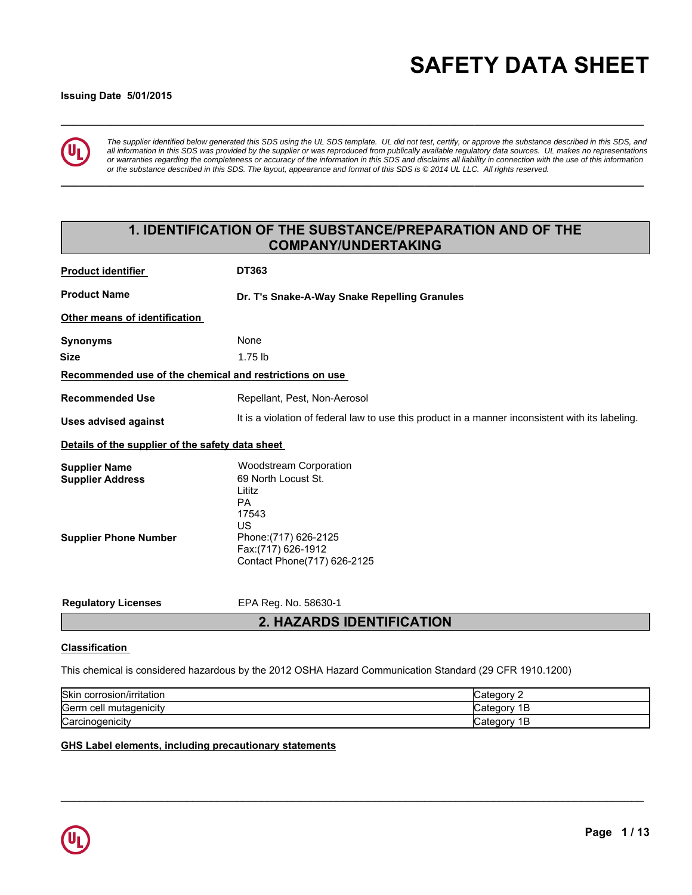# SAFETY DATA SHEET

**Issuing Date 5/01/2015**

*The supplier identified below generated this SDS using the UL SDS template. UL did not test, certify, or approve the substance described in this SDS, and all information in this SDS was provided by the supplier or was reproduced from publically available regulatory data sources. UL makes no representations or warranties regarding the completeness or accuracy of the information in this SDS and disclaims all liability in connection with the use of this information or the substance described in this SDS. The layout, appearance and format of this SDS is © 2014 UL LLC. All rights reserved.*

## 1. IDENTIFICATION OF THE SUBSTANCE/PREPARATION AND OF THE COMPANY/UNDERTAKING

**Product identifier** — **DT363**

**Product Name** — **Dr. T's Snake-A-Way Snake Repelling Granules**

**Other means of identification**

**Synonyms** — None

**Size** — 1.75 lb

**Recommended use of the chemical and restrictions on use**

**Recommended Use** — Repellant, Pest, Non-Aerosol

**Uses advised against** — It is a violation of federal law to use this product in a manner inconsistent with its labeling.

**Details of the supplier of the safety data sheet**

**Supplier Name** — Woodstream Corporation

**Supplier Address** — 69 North Locust St.
Lititz
PA
17543
US

**Supplier Phone Number** — Phone:(717) 626-2125
Fax:(717) 626-1912
Contact Phone(717) 626-2125

**Regulatory Licenses** — EPA Reg. No. 58630-1

## 2. HAZARDS IDENTIFICATION

**Classification**

This chemical is considered hazardous by the 2012 OSHA Hazard Communication Standard (29 CFR 1910.1200)

| | |
|---|---|
| Skin corrosion/irritation | Category 2 |
| Germ cell mutagenicity | Category 1B |
| Carcinogenicity | Category 1B |

**GHS Label elements, including precautionary statements**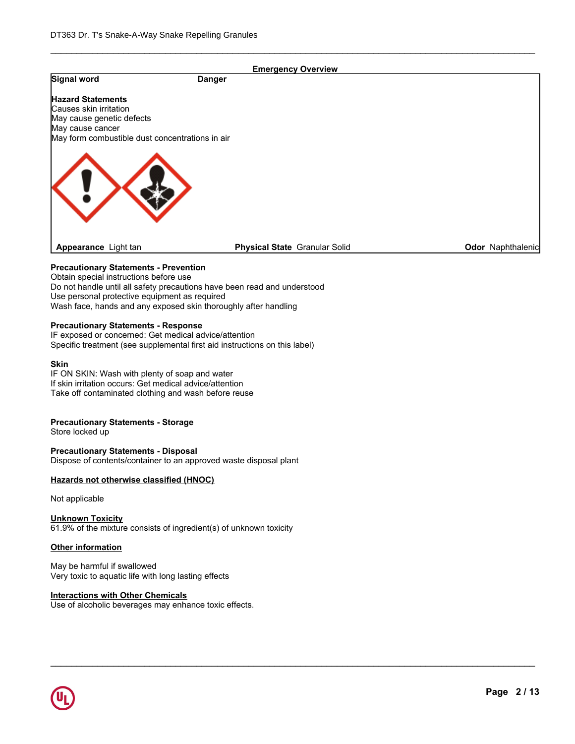**Emergency Overview**

| | | |
|---|---|---|
| **Signal word** | **Danger** | |

**Hazard Statements**
Causes skin irritation
May cause genetic defects
May cause cancer
May form combustible dust concentrations in air

| | | |
|---|---|---|
| **Appearance** Light tan | **Physical State** Granular Solid | **Odor** Naphthalenic |

**Precautionary Statements - Prevention**
Obtain special instructions before use
Do not handle until all safety precautions have been read and understood
Use personal protective equipment as required
Wash face, hands and any exposed skin thoroughly after handling

**Precautionary Statements - Response**
IF exposed or concerned: Get medical advice/attention
Specific treatment (see supplemental first aid instructions on this label)

**Skin**
IF ON SKIN: Wash with plenty of soap and water
If skin irritation occurs: Get medical advice/attention
Take off contaminated clothing and wash before reuse

**Precautionary Statements - Storage**
Store locked up

**Precautionary Statements - Disposal**
Dispose of contents/container to an approved waste disposal plant

**Hazards not otherwise classified (HNOC)**

Not applicable

**Unknown Toxicity**
61.9% of the mixture consists of ingredient(s) of unknown toxicity

**Other information**

May be harmful if swallowed
Very toxic to aquatic life with long lasting effects

**Interactions with Other Chemicals**
Use of alcoholic beverages may enhance toxic effects.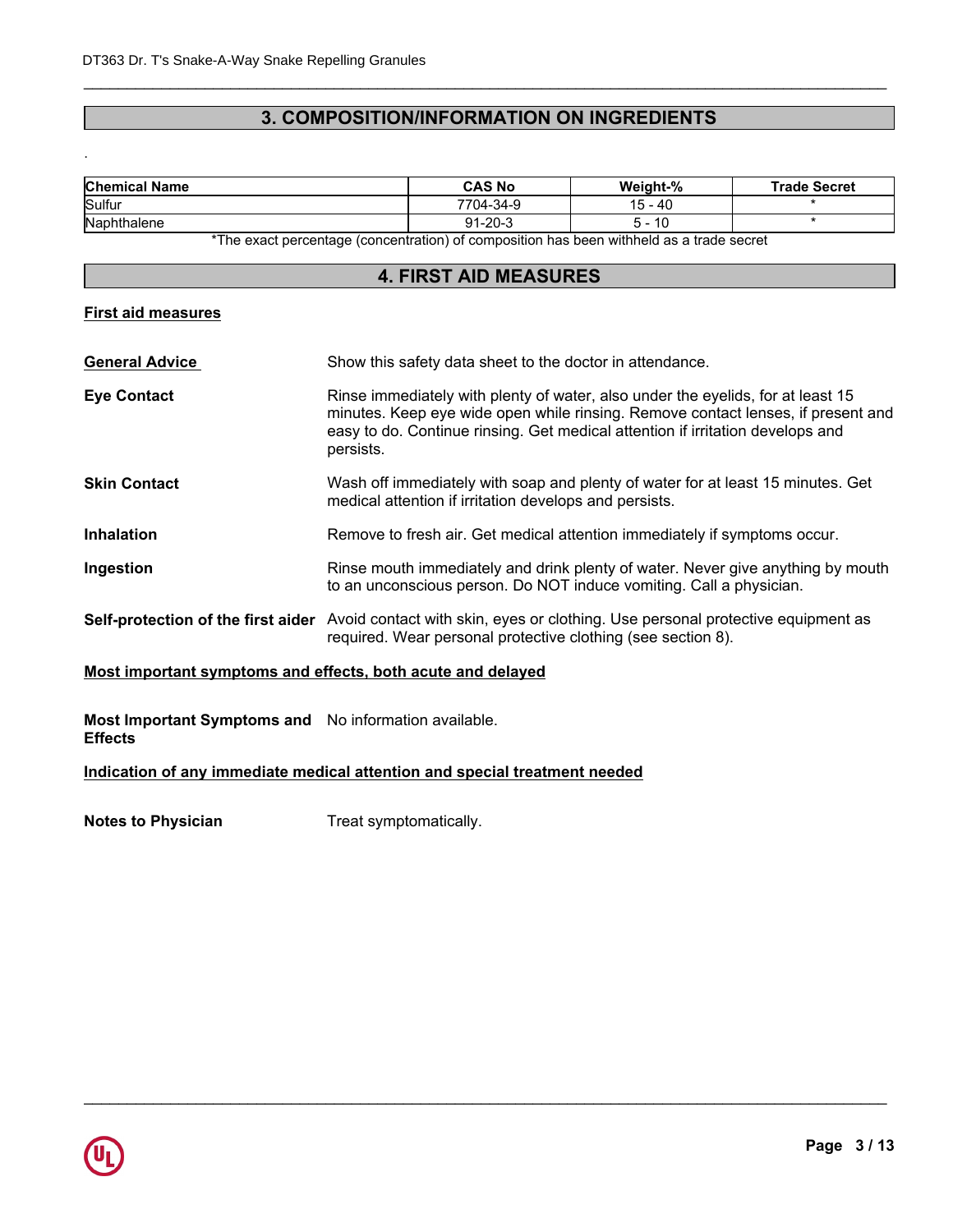## 3. COMPOSITION/INFORMATION ON INGREDIENTS

.

| Chemical Name | CAS No | Weight-% | Trade Secret |
|---|---|---|---|
| Sulfur | 7704-34-9 | 15 - 40 | * |
| Naphthalene | 91-20-3 | 5 - 10 | * |

*The exact percentage (concentration) of composition has been withheld as a trade secret

## 4. FIRST AID MEASURES

**First aid measures**

**General Advice** Show this safety data sheet to the doctor in attendance.

**Eye Contact** Rinse immediately with plenty of water, also under the eyelids, for at least 15 minutes. Keep eye wide open while rinsing. Remove contact lenses, if present and easy to do. Continue rinsing. Get medical attention if irritation develops and persists.

**Skin Contact** Wash off immediately with soap and plenty of water for at least 15 minutes. Get medical attention if irritation develops and persists.

**Inhalation** Remove to fresh air. Get medical attention immediately if symptoms occur.

**Ingestion** Rinse mouth immediately and drink plenty of water. Never give anything by mouth to an unconscious person. Do NOT induce vomiting. Call a physician.

**Self-protection of the first aider** Avoid contact with skin, eyes or clothing. Use personal protective equipment as required. Wear personal protective clothing (see section 8).

**Most important symptoms and effects, both acute and delayed**

**Most Important Symptoms and Effects** No information available.

**Indication of any immediate medical attention and special treatment needed**

**Notes to Physician** Treat symptomatically.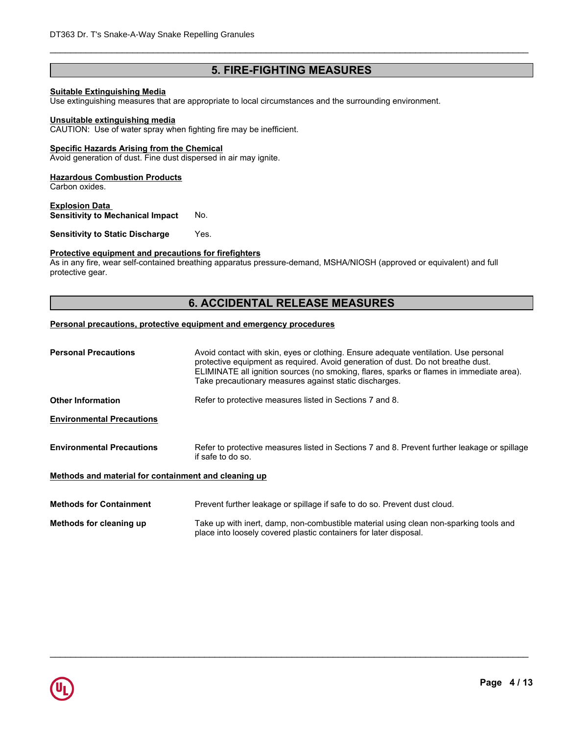## 5. FIRE-FIGHTING MEASURES

**Suitable Extinguishing Media**
Use extinguishing measures that are appropriate to local circumstances and the surrounding environment.

**Unsuitable extinguishing media**
CAUTION: Use of water spray when fighting fire may be inefficient.

**Specific Hazards Arising from the Chemical**
Avoid generation of dust. Fine dust dispersed in air may ignite.

**Hazardous Combustion Products**
Carbon oxides.

**Explosion Data**

**Sensitivity to Mechanical Impact** No.

**Sensitivity to Static Discharge** Yes.

**Protective equipment and precautions for firefighters**
As in any fire, wear self-contained breathing apparatus pressure-demand, MSHA/NIOSH (approved or equivalent) and full protective gear.

## 6. ACCIDENTAL RELEASE MEASURES

**Personal precautions, protective equipment and emergency procedures**

**Personal Precautions** Avoid contact with skin, eyes or clothing. Ensure adequate ventilation. Use personal protective equipment as required. Avoid generation of dust. Do not breathe dust. ELIMINATE all ignition sources (no smoking, flares, sparks or flames in immediate area). Take precautionary measures against static discharges.

**Other Information** Refer to protective measures listed in Sections 7 and 8.

**Environmental Precautions**

**Environmental Precautions** Refer to protective measures listed in Sections 7 and 8. Prevent further leakage or spillage if safe to do so.

**Methods and material for containment and cleaning up**

**Methods for Containment** Prevent further leakage or spillage if safe to do so. Prevent dust cloud.

**Methods for cleaning up** Take up with inert, damp, non-combustible material using clean non-sparking tools and place into loosely covered plastic containers for later disposal.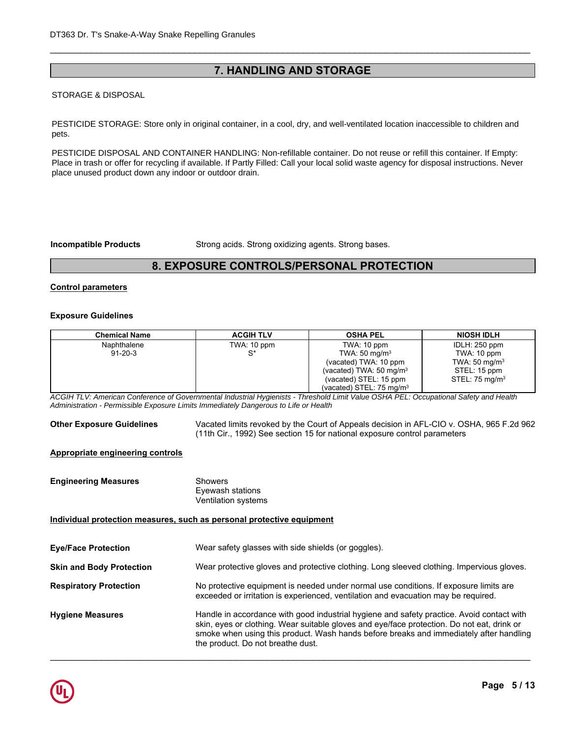## 7. HANDLING AND STORAGE

STORAGE & DISPOSAL

PESTICIDE STORAGE: Store only in original container, in a cool, dry, and well-ventilated location inaccessible to children and pets.

PESTICIDE DISPOSAL AND CONTAINER HANDLING: Non-refillable container. Do not reuse or refill this container. If Empty: Place in trash or offer for recycling if available. If Partly Filled: Call your local solid waste agency for disposal instructions. Never place unused product down any indoor or outdoor drain.

**Incompatible Products** Strong acids. Strong oxidizing agents. Strong bases.

## 8. EXPOSURE CONTROLS/PERSONAL PROTECTION

**Control parameters**

**Exposure Guidelines**

| Chemical Name | ACGIH TLV | OSHA PEL | NIOSH IDLH |
|---|---|---|---|
| Naphthalene<br>91-20-3 | TWA: 10 ppm<br>S* | TWA: 10 ppm<br>TWA: 50 mg/m³<br>(vacated) TWA: 10 ppm<br>(vacated) TWA: 50 mg/m³<br>(vacated) STEL: 15 ppm<br>(vacated) STEL: 75 mg/m³ | IDLH: 250 ppm<br>TWA: 10 ppm<br>TWA: 50 mg/m³<br>STEL: 15 ppm<br>STEL: 75 mg/m³ |

*ACGIH TLV: American Conference of Governmental Industrial Hygienists - Threshold Limit Value OSHA PEL: Occupational Safety and Health Administration - Permissible Exposure Limits Immediately Dangerous to Life or Health*

**Other Exposure Guidelines** Vacated limits revoked by the Court of Appeals decision in AFL-CIO v. OSHA, 965 F.2d 962 (11th Cir., 1992) See section 15 for national exposure control parameters

**Appropriate engineering controls**

**Engineering Measures** Showers
Eyewash stations
Ventilation systems

**Individual protection measures, such as personal protective equipment**

**Eye/Face Protection** Wear safety glasses with side shields (or goggles).

**Skin and Body Protection** Wear protective gloves and protective clothing. Long sleeved clothing. Impervious gloves.

**Respiratory Protection** No protective equipment is needed under normal use conditions. If exposure limits are exceeded or irritation is experienced, ventilation and evacuation may be required.

**Hygiene Measures** Handle in accordance with good industrial hygiene and safety practice. Avoid contact with skin, eyes or clothing. Wear suitable gloves and eye/face protection. Do not eat, drink or smoke when using this product. Wash hands before breaks and immediately after handling the product. Do not breathe dust.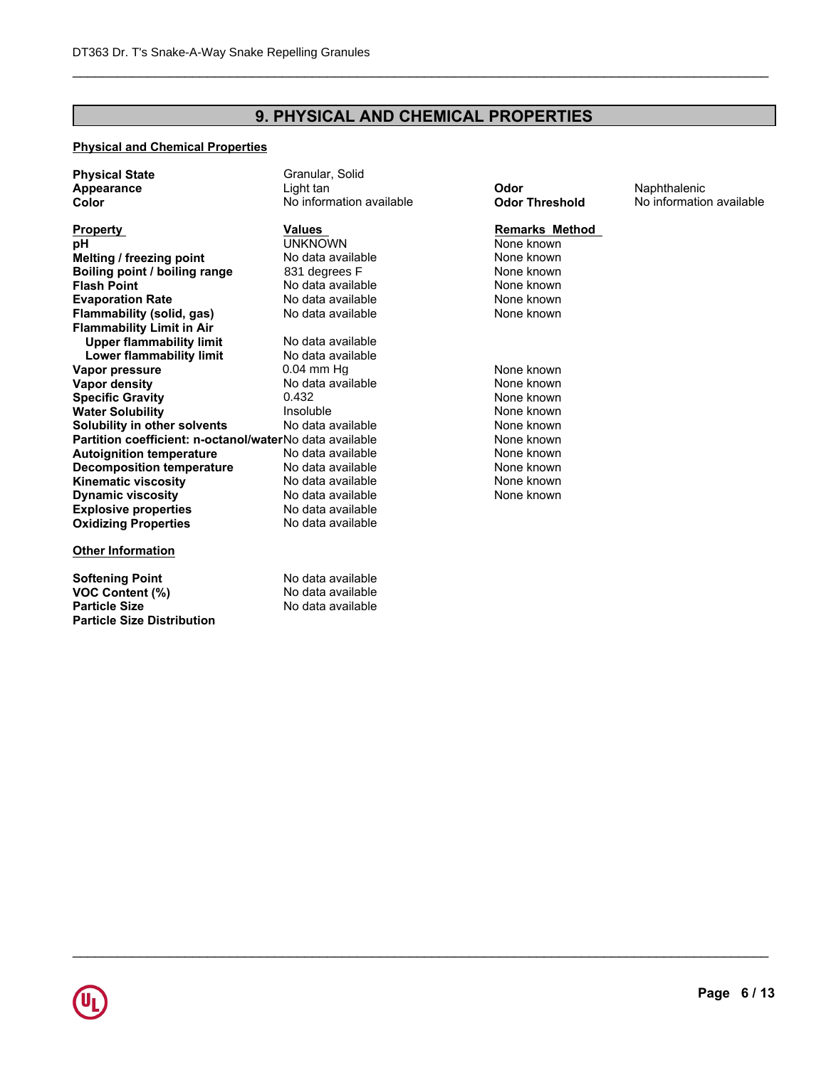## 9. PHYSICAL AND CHEMICAL PROPERTIES

**Physical and Chemical Properties**

| | | | |
|---|---|---|---|
| **Physical State** | Granular, Solid | | |
| **Appearance** | Light tan | **Odor** | Naphthalenic |
| **Color** | No information available | **Odor Threshold** | No information available |

| **Property** | **Values** | **Remarks Method** |
|---|---|---|
| **pH** | UNKNOWN | None known |
| **Melting / freezing point** | No data available | None known |
| **Boiling point / boiling range** | 831 degrees F | None known |
| **Flash Point** | No data available | None known |
| **Evaporation Rate** | No data available | None known |
| **Flammability (solid, gas)** | No data available | None known |
| **Flammability Limit in Air** | | |
| **Upper flammability limit** | No data available | |
| **Lower flammability limit** | No data available | |
| **Vapor pressure** | 0.04 mm Hg | None known |
| **Vapor density** | No data available | None known |
| **Specific Gravity** | 0.432 | None known |
| **Water Solubility** | Insoluble | None known |
| **Solubility in other solvents** | No data available | None known |
| **Partition coefficient: n-octanol/water** | No data available | None known |
| **Autoignition temperature** | No data available | None known |
| **Decomposition temperature** | No data available | None known |
| **Kinematic viscosity** | No data available | None known |
| **Dynamic viscosity** | No data available | None known |
| **Explosive properties** | No data available | |
| **Oxidizing Properties** | No data available | |

**Other Information**

| | |
|---|---|
| **Softening Point** | No data available |
| **VOC Content (%)** | No data available |
| **Particle Size** | No data available |
| **Particle Size Distribution** | |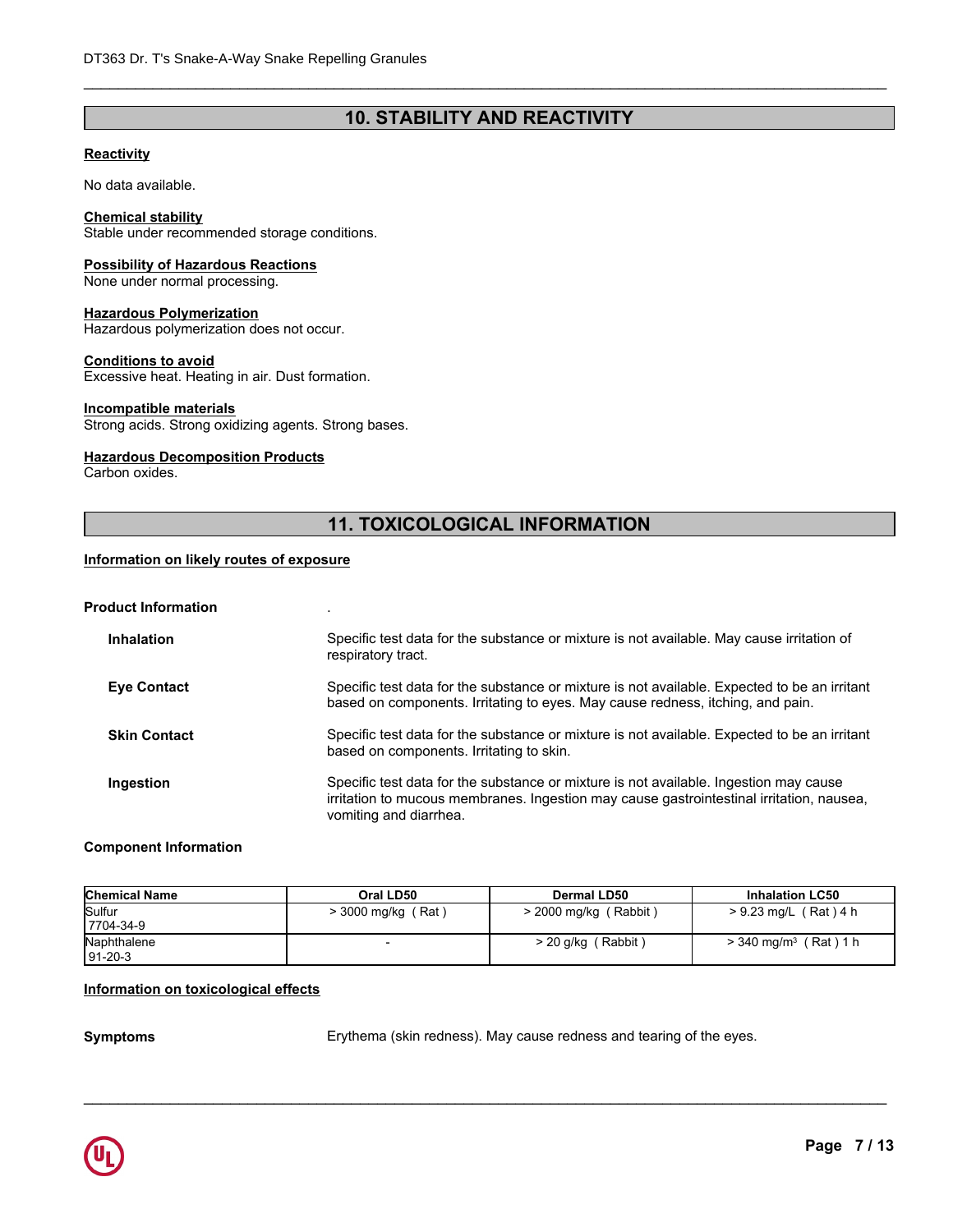## 10. STABILITY AND REACTIVITY

**Reactivity**

No data available.

**Chemical stability**
Stable under recommended storage conditions.

**Possibility of Hazardous Reactions**
None under normal processing.

**Hazardous Polymerization**
Hazardous polymerization does not occur.

**Conditions to avoid**
Excessive heat. Heating in air. Dust formation.

**Incompatible materials**
Strong acids. Strong oxidizing agents. Strong bases.

**Hazardous Decomposition Products**
Carbon oxides.

## 11. TOXICOLOGICAL INFORMATION

**Information on likely routes of exposure**

**Product Information** .

**Inhalation** Specific test data for the substance or mixture is not available. May cause irritation of respiratory tract.

**Eye Contact** Specific test data for the substance or mixture is not available. Expected to be an irritant based on components. Irritating to eyes. May cause redness, itching, and pain.

**Skin Contact** Specific test data for the substance or mixture is not available. Expected to be an irritant based on components. Irritating to skin.

**Ingestion** Specific test data for the substance or mixture is not available. Ingestion may cause irritation to mucous membranes. Ingestion may cause gastrointestinal irritation, nausea, vomiting and diarrhea.

**Component Information**

| Chemical Name | Oral LD50 | Dermal LD50 | Inhalation LC50 |
|---|---|---|---|
| Sulfur 7704-34-9 | > 3000 mg/kg ( Rat ) | > 2000 mg/kg ( Rabbit ) | > 9.23 mg/L ( Rat ) 4 h |
| Naphthalene 91-20-3 | - | > 20 g/kg ( Rabbit ) | > 340 mg/m³ ( Rat ) 1 h |

**Information on toxicological effects**

**Symptoms** Erythema (skin redness). May cause redness and tearing of the eyes.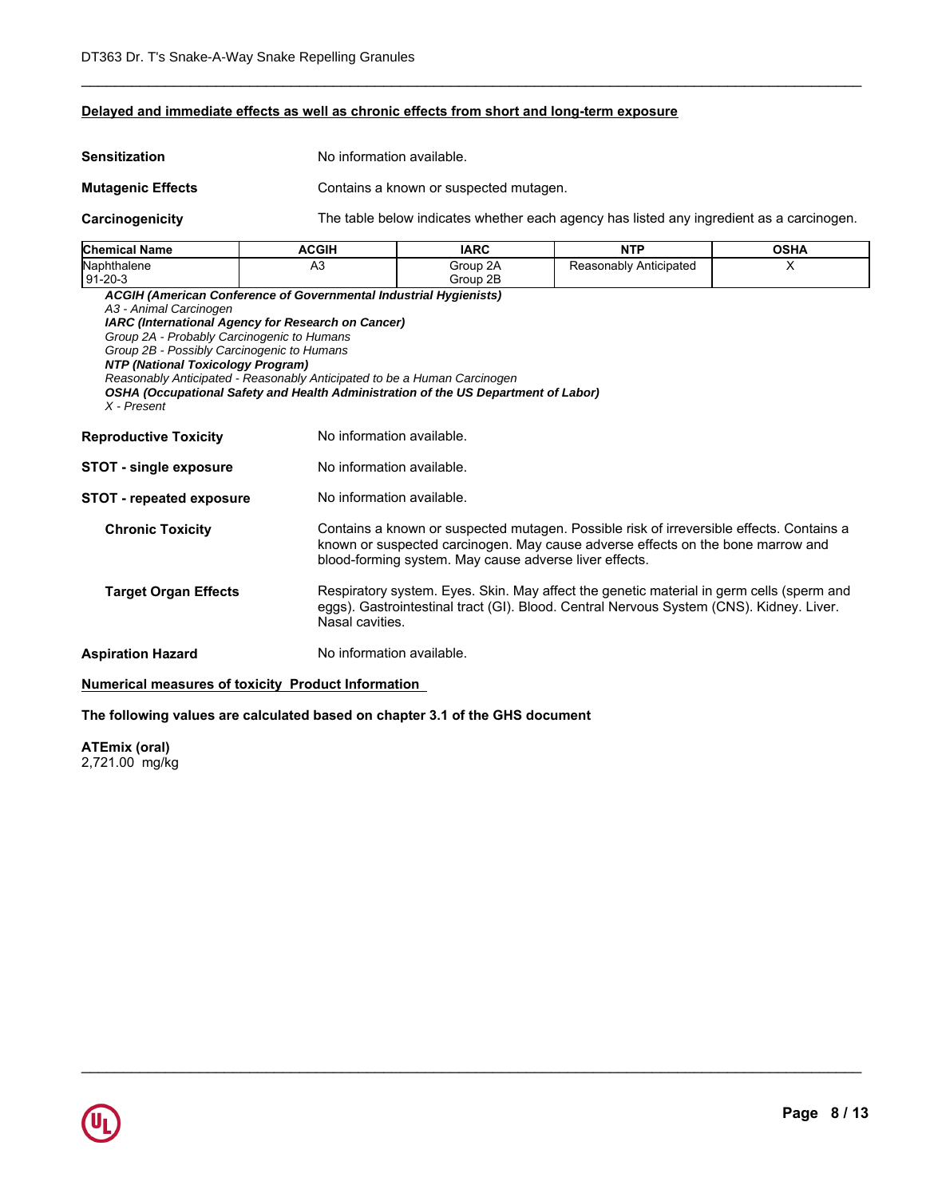**Delayed and immediate effects as well as chronic effects from short and long-term exposure**

**Sensitization** No information available.

**Mutagenic Effects** Contains a known or suspected mutagen.

**Carcinogenicity** The table below indicates whether each agency has listed any ingredient as a carcinogen.

| Chemical Name | ACGIH | IARC | NTP | OSHA |
|---|---|---|---|---|
| Naphthalene 91-20-3 | A3 | Group 2A Group 2B | Reasonably Anticipated | X |

***ACGIH (American Conference of Governmental Industrial Hygienists)***
*A3 - Animal Carcinogen*
***IARC (International Agency for Research on Cancer)***
*Group 2A - Probably Carcinogenic to Humans*
*Group 2B - Possibly Carcinogenic to Humans*
***NTP (National Toxicology Program)***
*Reasonably Anticipated - Reasonably Anticipated to be a Human Carcinogen*
***OSHA (Occupational Safety and Health Administration of the US Department of Labor)***
*X - Present*

**Reproductive Toxicity** No information available.

**STOT - single exposure** No information available.

**STOT - repeated exposure** No information available.

**Chronic Toxicity** Contains a known or suspected mutagen. Possible risk of irreversible effects. Contains a known or suspected carcinogen. May cause adverse effects on the bone marrow and blood-forming system. May cause adverse liver effects.

**Target Organ Effects** Respiratory system. Eyes. Skin. May affect the genetic material in germ cells (sperm and eggs). Gastrointestinal tract (GI). Blood. Central Nervous System (CNS). Kidney. Liver. Nasal cavities.

**Aspiration Hazard** No information available.

**Numerical measures of toxicity Product Information**

**The following values are calculated based on chapter 3.1 of the GHS document**

**ATEmix (oral)**
2,721.00 mg/kg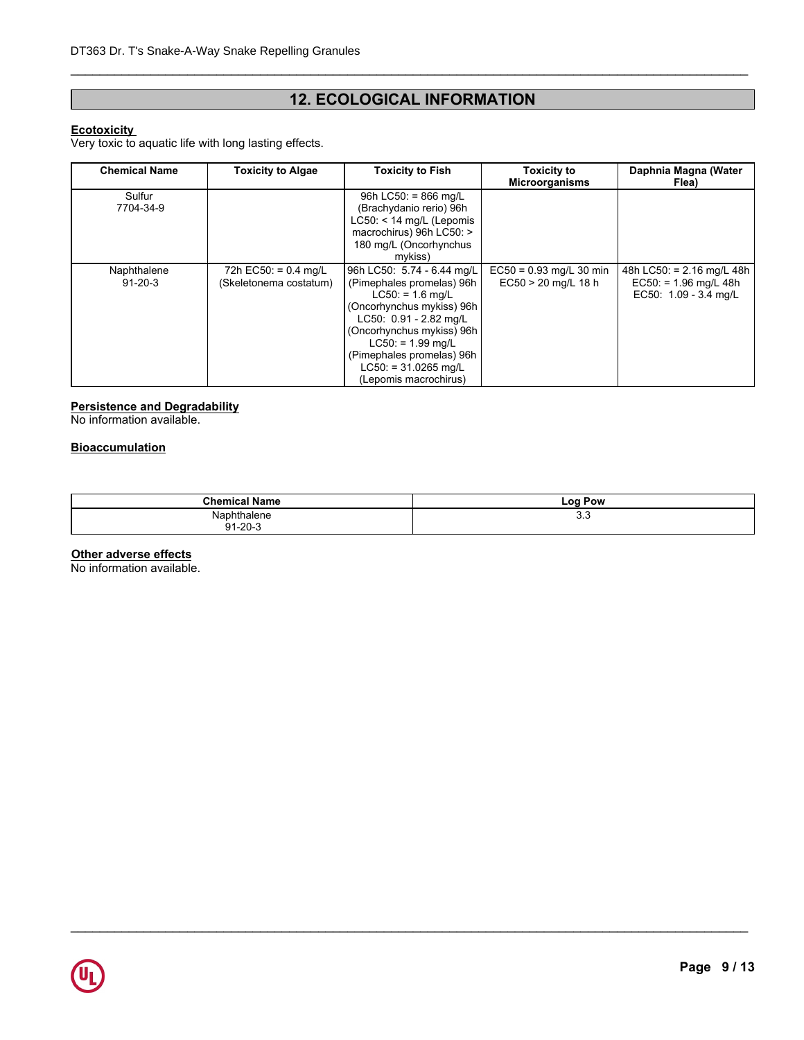## 12. ECOLOGICAL INFORMATION

**Ecotoxicity**

Very toxic to aquatic life with long lasting effects.

| Chemical Name | Toxicity to Algae | Toxicity to Fish | Toxicity to Microorganisms | Daphnia Magna (Water Flea) |
|---|---|---|---|---|
| Sulfur 7704-34-9 | | 96h LC50: = 866 mg/L (Brachydanio rerio) 96h LC50: < 14 mg/L (Lepomis macrochirus) 96h LC50: > 180 mg/L (Oncorhynchus mykiss) | | |
| Naphthalene 91-20-3 | 72h EC50: = 0.4 mg/L (Skeletonema costatum) | 96h LC50: 5.74 - 6.44 mg/L (Pimephales promelas) 96h LC50: = 1.6 mg/L (Oncorhynchus mykiss) 96h LC50: 0.91 - 2.82 mg/L (Oncorhynchus mykiss) 96h LC50: = 1.99 mg/L (Pimephales promelas) 96h LC50: = 31.0265 mg/L (Lepomis macrochirus) | EC50 = 0.93 mg/L 30 min EC50 > 20 mg/L 18 h | 48h LC50: = 2.16 mg/L 48h EC50: = 1.96 mg/L 48h EC50: 1.09 - 3.4 mg/L |

**Persistence and Degradability**

No information available.

**Bioaccumulation**

| Chemical Name | Log Pow |
|---|---|
| Naphthalene 91-20-3 | 3.3 |

**Other adverse effects**

No information available.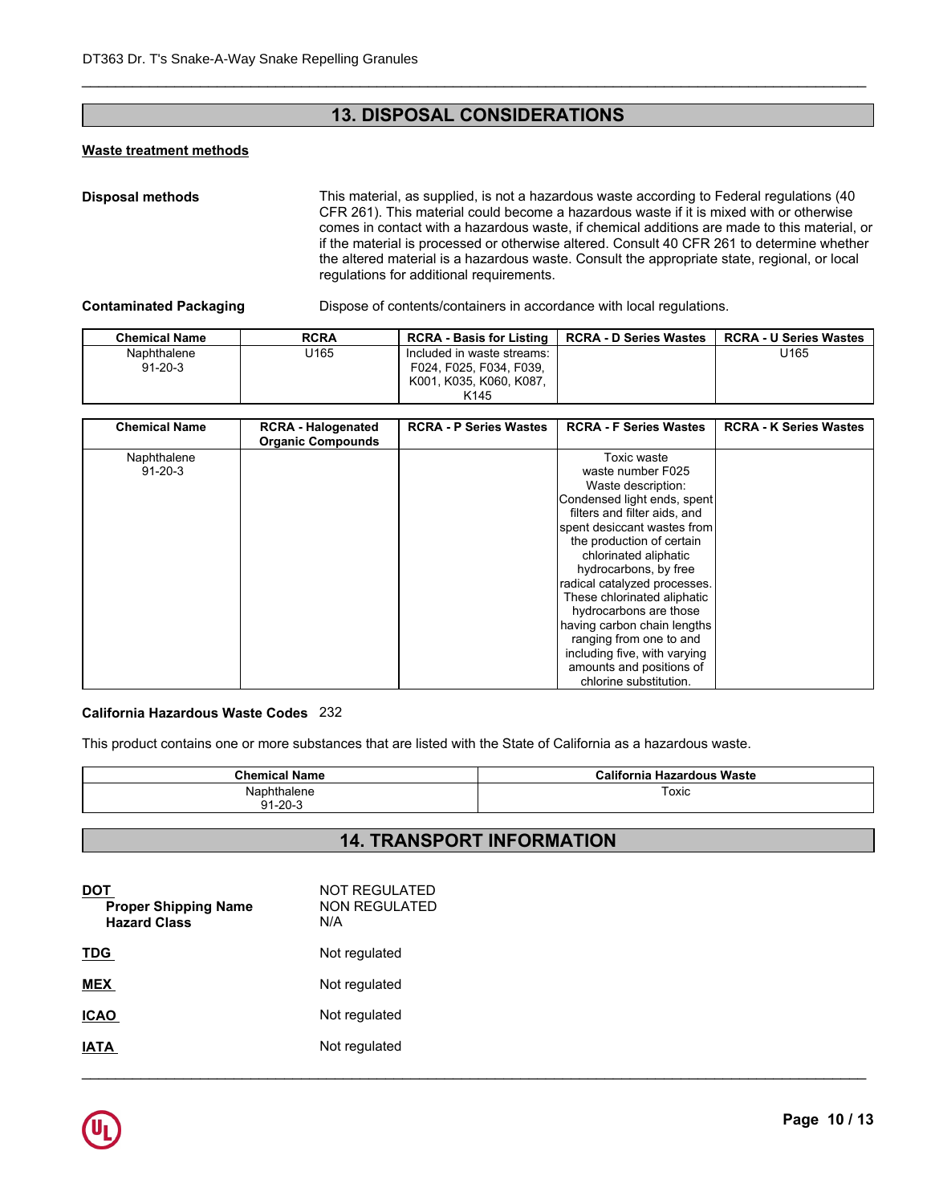## 13. DISPOSAL CONSIDERATIONS

**Waste treatment methods**

**Disposal methods**

This material, as supplied, is not a hazardous waste according to Federal regulations (40 CFR 261). This material could become a hazardous waste if it is mixed with or otherwise comes in contact with a hazardous waste, if chemical additions are made to this material, or if the material is processed or otherwise altered. Consult 40 CFR 261 to determine whether the altered material is a hazardous waste. Consult the appropriate state, regional, or local regulations for additional requirements.

**Contaminated Packaging**

Dispose of contents/containers in accordance with local regulations.

| Chemical Name | RCRA | RCRA - Basis for Listing | RCRA - D Series Wastes | RCRA - U Series Wastes |
|---|---|---|---|---|
| Naphthalene 91-20-3 | U165 | Included in waste streams: F024, F025, F034, F039, K001, K035, K060, K087, K145 | | U165 |

| Chemical Name | RCRA - Halogenated Organic Compounds | RCRA - P Series Wastes | RCRA - F Series Wastes | RCRA - K Series Wastes |
|---|---|---|---|---|
| Naphthalene 91-20-3 | | | Toxic waste waste number F025 Waste description: Condensed light ends, spent filters and filter aids, and spent desiccant wastes from the production of certain chlorinated aliphatic hydrocarbons, by free radical catalyzed processes. These chlorinated aliphatic hydrocarbons are those having carbon chain lengths ranging from one to and including five, with varying amounts and positions of chlorine substitution. | |

**California Hazardous Waste Codes** 232

This product contains one or more substances that are listed with the State of California as a hazardous waste.

| Chemical Name | California Hazardous Waste |
|---|---|
| Naphthalene 91-20-3 | Toxic |

## 14. TRANSPORT INFORMATION

**DOT** NOT REGULATED
**Proper Shipping Name** NON REGULATED
**Hazard Class** N/A

**TDG** Not regulated

**MEX** Not regulated

**ICAO** Not regulated

**IATA** Not regulated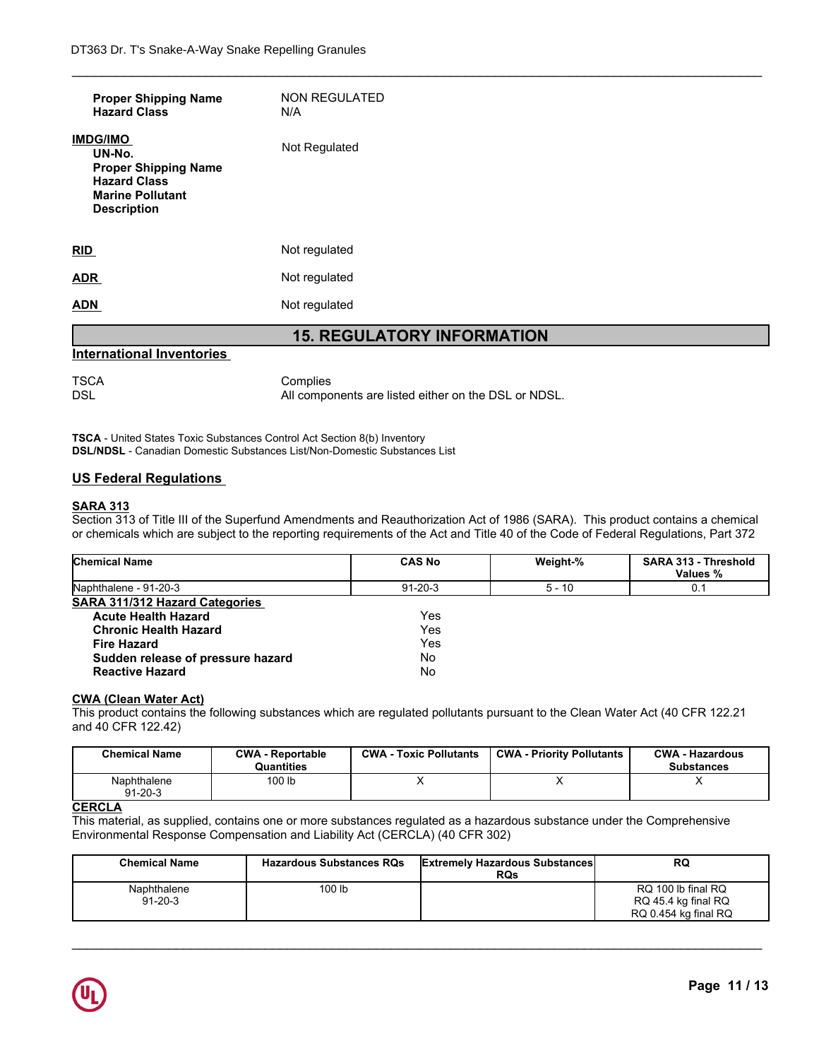| | |
|---|---|
| **Proper Shipping Name** | NON REGULATED |
| **Hazard Class** | N/A |

**IMDG/IMO**

| | |
|---|---|
| **UN-No.** | Not Regulated |
| **Proper Shipping Name** | |
| **Hazard Class** | |
| **Marine Pollutant** | |
| **Description** | |

| | |
|---|---|
| **RID** | Not regulated |
| **ADR** | Not regulated |
| **ADN** | Not regulated |

## 15. REGULATORY INFORMATION

### International Inventories

| | |
|---|---|
| TSCA | Complies |
| DSL | All components are listed either on the DSL or NDSL. |

**TSCA** - United States Toxic Substances Control Act Section 8(b) Inventory
**DSL/NDSL** - Canadian Domestic Substances List/Non-Domestic Substances List

### US Federal Regulations

**SARA 313**
Section 313 of Title III of the Superfund Amendments and Reauthorization Act of 1986 (SARA). This product contains a chemical or chemicals which are subject to the reporting requirements of the Act and Title 40 of the Code of Federal Regulations, Part 372

| Chemical Name | CAS No | Weight-% | SARA 313 - Threshold Values % |
|---|---|---|---|
| Naphthalene - 91-20-3 | 91-20-3 | 5 - 10 | 0.1 |

**SARA 311/312 Hazard Categories**

| | |
|---|---|
| **Acute Health Hazard** | Yes |
| **Chronic Health Hazard** | Yes |
| **Fire Hazard** | Yes |
| **Sudden release of pressure hazard** | No |
| **Reactive Hazard** | No |

**CWA (Clean Water Act)**
This product contains the following substances which are regulated pollutants pursuant to the Clean Water Act (40 CFR 122.21 and 40 CFR 122.42)

| Chemical Name | CWA - Reportable Quantities | CWA - Toxic Pollutants | CWA - Priority Pollutants | CWA - Hazardous Substances |
|---|---|---|---|---|
| Naphthalene 91-20-3 | 100 lb | X | X | X |

**CERCLA**
This material, as supplied, contains one or more substances regulated as a hazardous substance under the Comprehensive Environmental Response Compensation and Liability Act (CERCLA) (40 CFR 302)

| Chemical Name | Hazardous Substances RQs | Extremely Hazardous Substances RQs | RQ |
|---|---|---|---|
| Naphthalene 91-20-3 | 100 lb | | RQ 100 lb final RQ<br>RQ 45.4 kg final RQ<br>RQ 0.454 kg final RQ |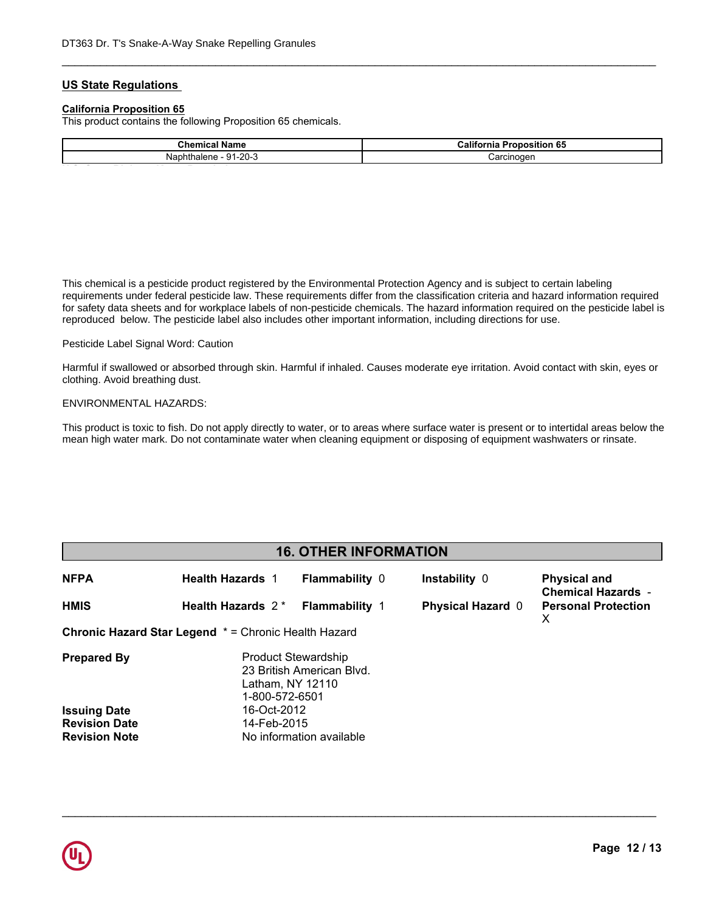## US State Regulations

**California Proposition 65**

This product contains the following Proposition 65 chemicals.

| Chemical Name | California Proposition 65 |
| --- | --- |
| Naphthalene - 91-20-3 | Carcinogen |

This chemical is a pesticide product registered by the Environmental Protection Agency and is subject to certain labeling requirements under federal pesticide law. These requirements differ from the classification criteria and hazard information required for safety data sheets and for workplace labels of non-pesticide chemicals. The hazard information required on the pesticide label is reproduced below. The pesticide label also includes other important information, including directions for use.

Pesticide Label Signal Word: Caution

Harmful if swallowed or absorbed through skin. Harmful if inhaled. Causes moderate eye irritation. Avoid contact with skin, eyes or clothing. Avoid breathing dust.

ENVIRONMENTAL HAZARDS:

This product is toxic to fish. Do not apply directly to water, or to areas where surface water is present or to intertidal areas below the mean high water mark. Do not contaminate water when cleaning equipment or disposing of equipment washwaters or rinsate.

## 16. OTHER INFORMATION

| | | | | |
| --- | --- | --- | --- | --- |
| **NFPA** | **Health Hazards** 1 | **Flammability** 0 | **Instability** 0 | **Physical and Chemical Hazards** - |
| **HMIS** | **Health Hazards** 2 * | **Flammability** 1 | **Physical Hazard** 0 | **Personal Protection** X |

**Chronic Hazard Star Legend** * = Chronic Health Hazard

**Prepared By** Product Stewardship
23 British American Blvd.
Latham, NY 12110
1-800-572-6501

**Issuing Date** 16-Oct-2012
**Revision Date** 14-Feb-2015
**Revision Note** No information available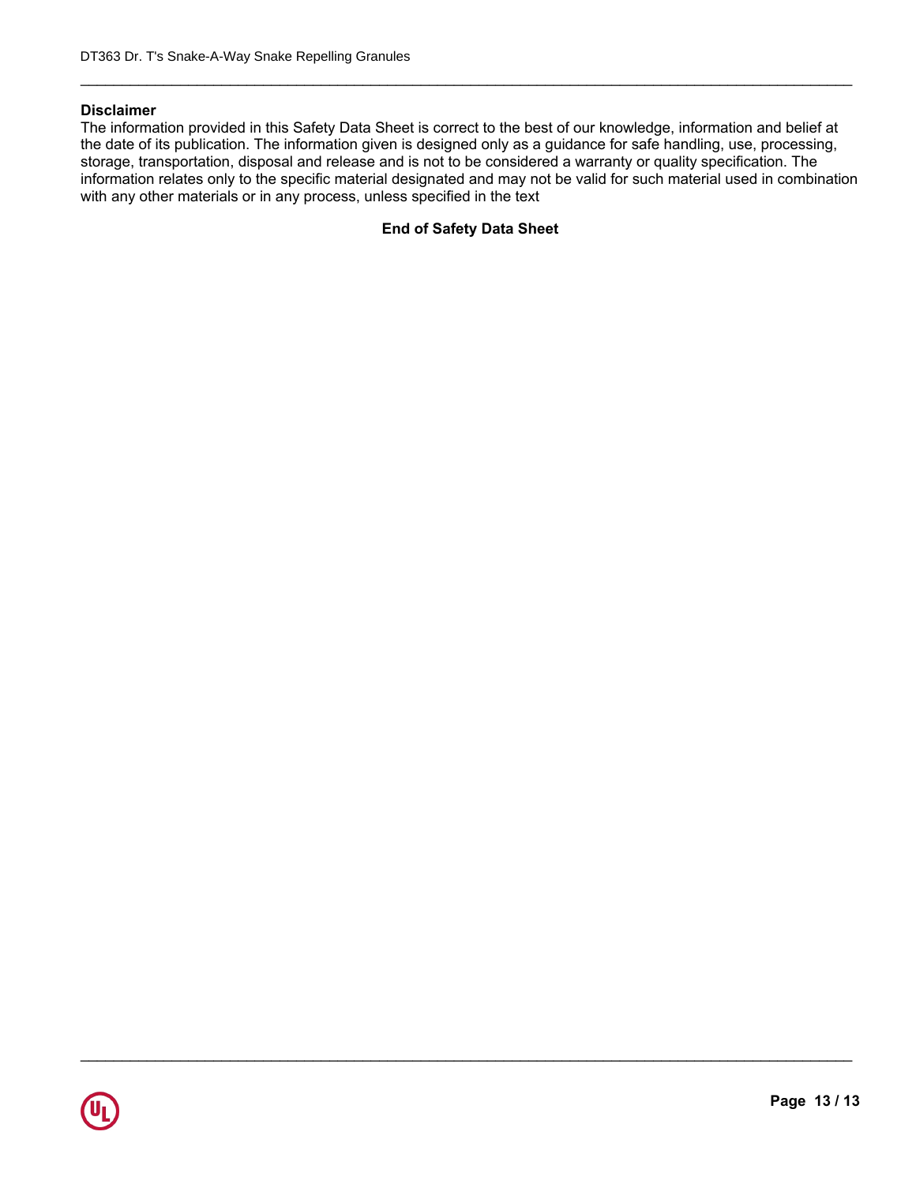### Disclaimer

The information provided in this Safety Data Sheet is correct to the best of our knowledge, information and belief at the date of its publication. The information given is designed only as a guidance for safe handling, use, processing, storage, transportation, disposal and release and is not to be considered a warranty or quality specification. The information relates only to the specific material designated and may not be valid for such material used in combination with any other materials or in any process, unless specified in the text

**End of Safety Data Sheet**